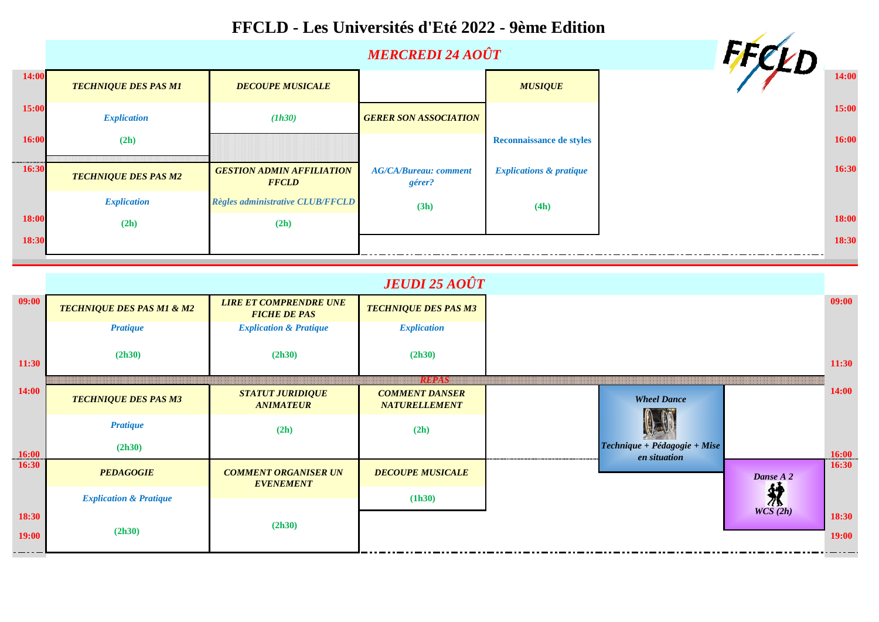# FFCLD - Les Universités d'Eté 2022 - 9ème Edition

## *MERCREDI 24 AOÛT*

| Heure | | | | |
|---|---|---|---|---|
| 14:00 | ***TECHNIQUE DES PAS M1*** | ***DECOUPE MUSICALE*** | | ***MUSIQUE*** |
| 15:00 | *Explication* | *(1h30)* | ***GERER SON ASSOCIATION*** | |
| 16:00 | **(2h)** | | | **Reconnaissance de styles** |
| 16:30 | ***TECHNIQUE DES PAS M2*** | ***GESTION ADMIN AFFILIATION FFCLD*** | *AG/CA/Bureau: comment gérer?* | *Explications & pratique* |
| | *Explication* | *Règles administrative CLUB/FFCLD* | **(3h)** | **(4h)** |
| 18:00 | **(2h)** | **(2h)** | | |
| 18:30 | | | | |

## *JEUDI 25 AOÛT*

| Heure | | | | | |
|---|---|---|---|---|---|
| 09:00 | ***TECHNIQUE DES PAS M1 & M2*** | ***LIRE ET COMPRENDRE UNE FICHE DE PAS*** | ***TECHNIQUE DES PAS M3*** | | |
| | *Pratique* | *Explication & Pratique* | *Explication* | | |
| 11:30 | **(2h30)** | **(2h30)** | **(2h30)** | | |
| | ***REPAS*** | | | | |
| 14:00 | ***TECHNIQUE DES PAS M3*** | ***STATUT JURIDIQUE ANIMATEUR*** | ***COMMENT DANSER NATURELLEMENT*** | ***Wheel Dance*** | |
| | *Pratique* | **(2h)** | **(2h)** | *Technique + Pédagogie + Mise en situation* | |
| 16:00 | **(2h30)** | | | | |
| 16:30 | ***PEDAGOGIE*** | ***COMMENT ORGANISER UN EVENEMENT*** | ***DECOUPE MUSICALE*** | | *Danse A 2* |
| | *Explication & Pratique* | | **(1h30)** | | *WCS (2h)* |
| 18:30 | | **(2h30)** | | | |
| 19:00 | **(2h30)** | | | | |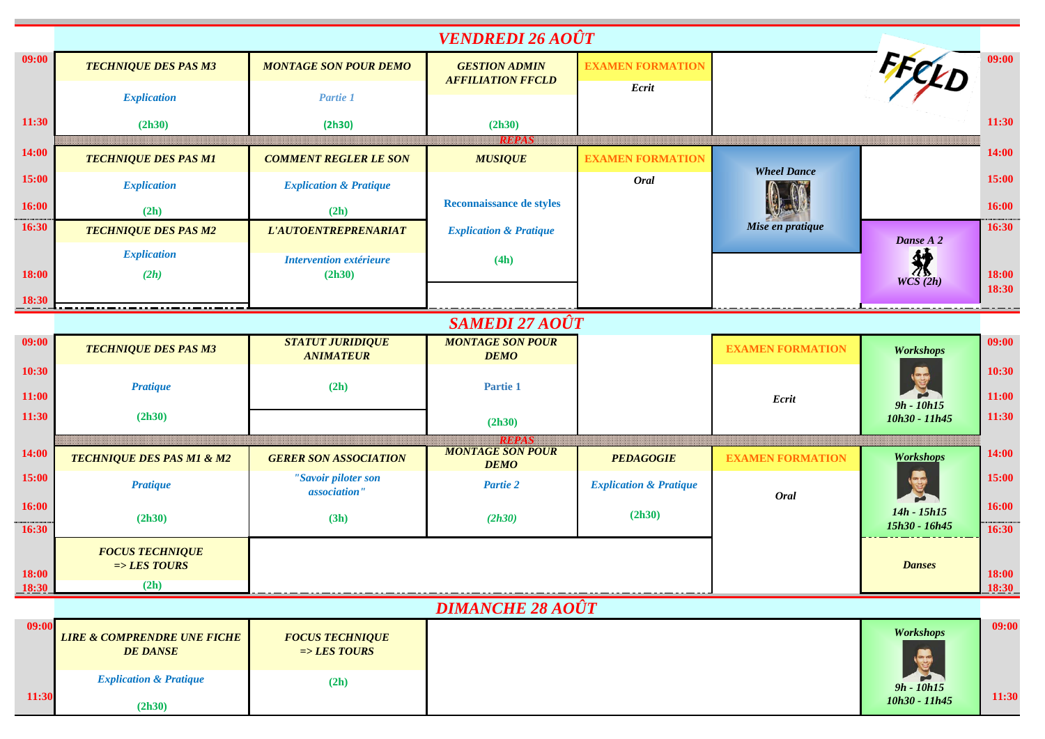# VENDREDI 26 AOÛT

| | | | | | | | |
|---|---|---|---|---|---|---|---|
| 09:00 – 11:30 | **TECHNIQUE DES PAS M3**<br>*Explication*<br>(2h30) | **MONTAGE SON POUR DEMO**<br>*Partie 1*<br>(2h30) | **GESTION ADMIN AFFILIATION FFCLD**<br>(2h30) | **EXAMEN FORMATION**<br>*Ecrit* | | FFCLD | 09:00 – 11:30 |
| | | | REPAS | | | | |
| 14:00 – 16:00 | **TECHNIQUE DES PAS M1**<br>*Explication*<br>(2h) | **COMMENT REGLER LE SON**<br>*Explication & Pratique*<br>(2h) | **MUSIQUE**<br>Reconnaissance de styles<br>*Explication & Pratique*<br>(4h) | **EXAMEN FORMATION**<br>*Oral* | **Wheel Dance**<br>*Mise en pratique* | | 14:00 – 16:00 |
| 16:30 – 18:30 | **TECHNIQUE DES PAS M2**<br>*Explication*<br>*(2h)* | **L'AUTOENTREPRENARIAT**<br>*Intervention extérieure*<br>(2h30) | | | | **Danse A 2**<br>*WCS (2h)* | 16:30 – 18:30 |

# SAMEDI 27 AOÛT

| | | | | | | | |
|---|---|---|---|---|---|---|---|
| 09:00 – 11:30 | **TECHNIQUE DES PAS M3**<br>*Pratique*<br>(2h30) | **STATUT JURIDIQUE ANIMATEUR**<br>(2h) | **MONTAGE SON POUR DEMO**<br>Partie 1<br>(2h30) | | **EXAMEN FORMATION**<br>*Ecrit* | **Workshops**<br>*9h - 10h15*<br>*10h30 - 11h45* | 09:00 – 11:30 |
| | | | REPAS | | | | |
| 14:00 – 16:30 | **TECHNIQUE DES PAS M1 & M2**<br>*Pratique*<br>(2h30) | **GERER SON ASSOCIATION**<br>*"Savoir piloter son association"*<br>(3h) | **MONTAGE SON POUR DEMO**<br>*Partie 2*<br>*(2h30)* | **PEDAGOGIE**<br>*Explication & Pratique*<br>(2h30) | **EXAMEN FORMATION**<br>*Oral* | **Workshops**<br>*14h - 15h15*<br>*15h30 - 16h45* | 14:00 – 16:30 |
| 16:30 – 18:30 | **FOCUS TECHNIQUE**<br>**=> LES TOURS**<br>(2h) | | | | | **Danses** | 16:30 – 18:30 |

# DIMANCHE 28 AOÛT

| | | | | | |
|---|---|---|---|---|---|
| 09:00 – 11:30 | **LIRE & COMPRENDRE UNE FICHE DE DANSE**<br>*Explication & Pratique*<br>(2h30) | **FOCUS TECHNIQUE**<br>**=> LES TOURS**<br>(2h) | | **Workshops**<br>*9h - 10h15*<br>*10h30 - 11h45* | 09:00 – 11:30 |